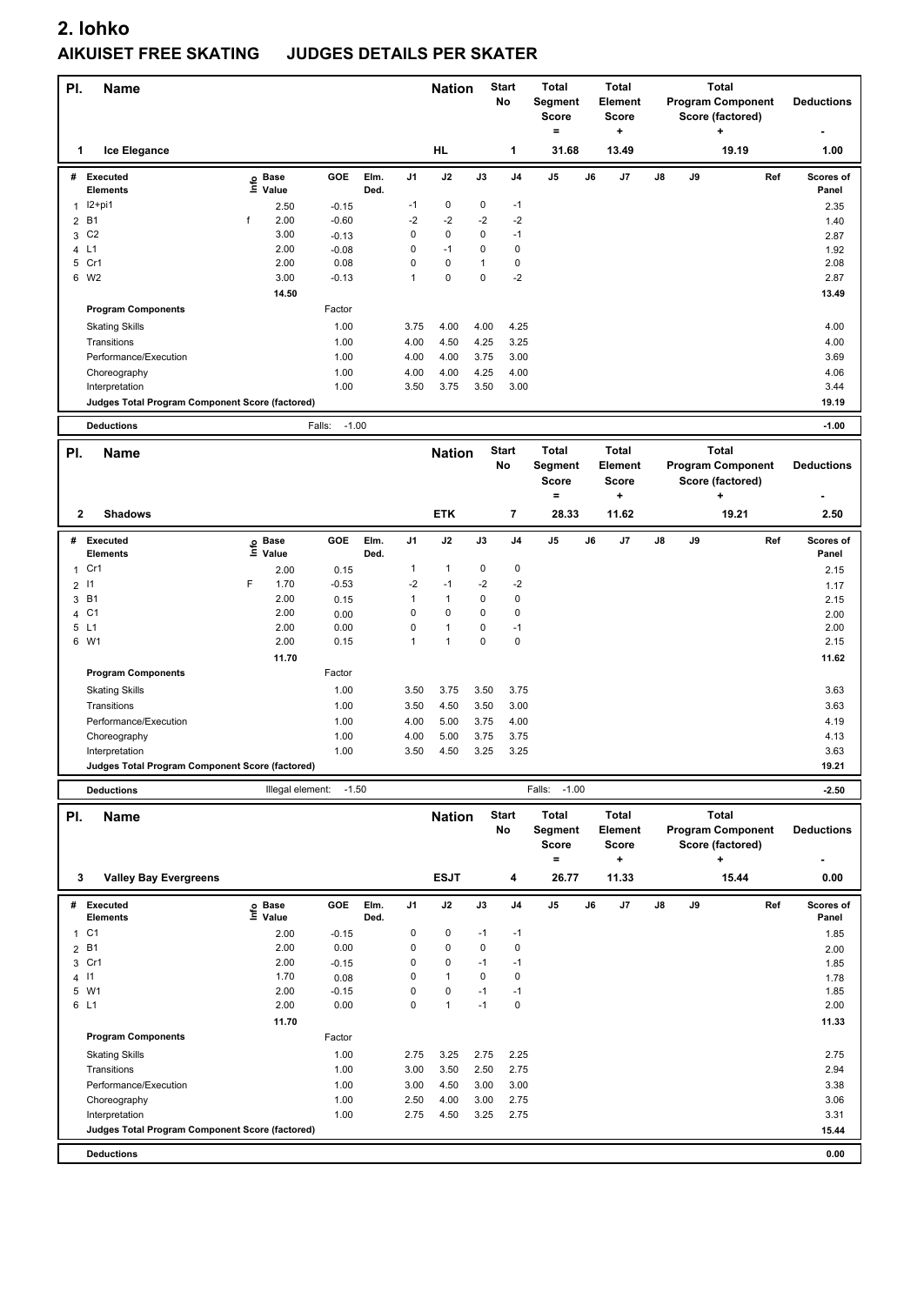# 2. lohko

## AIKUISET FREE SKATING JUDGES DETAILS PER SKATER

| Pl. | Name | Nation | Start No | Total Segment Score = | Total Element Score + | Total Program Component Score (factored) + | Deductions - |
|---|---|---|---|---|---|---|---|
| 1 | Ice Elegance | HL | 1 | 31.68 | 13.49 | 19.19 | 1.00 |

| # | Executed Elements | Info | Base Value | GOE | Elm. Ded. | J1 | J2 | J3 | J4 | J5 | J6 | J7 | J8 | J9 | Ref | Scores of Panel |
|---|---|---|---|---|---|---|---|---|---|---|---|---|---|---|---|---|
| 1 | I2+pi1 | | 2.50 | -0.15 | | -1 | 0 | 0 | -1 | | | | | | | 2.35 |
| 2 | B1 | f | 2.00 | -0.60 | | -2 | -2 | -2 | -2 | | | | | | | 1.40 |
| 3 | C2 | | 3.00 | -0.13 | | 0 | 0 | 0 | -1 | | | | | | | 2.87 |
| 4 | L1 | | 2.00 | -0.08 | | 0 | -1 | 0 | 0 | | | | | | | 1.92 |
| 5 | Cr1 | | 2.00 | 0.08 | | 0 | 0 | 1 | 0 | | | | | | | 2.08 |
| 6 | W2 | | 3.00 | -0.13 | | 1 | 0 | 0 | -2 | | | | | | | 2.87 |
| | | | 14.50 | | | | | | | | | | | | | 13.49 |

| Program Components | Factor | J1 | J2 | J3 | J4 | J5 | J6 | J7 | J8 | J9 | Scores of Panel |
|---|---|---|---|---|---|---|---|---|---|---|---|
| Skating Skills | 1.00 | 3.75 | 4.00 | 4.00 | 4.25 | | | | | | 4.00 |
| Transitions | 1.00 | 4.00 | 4.50 | 4.25 | 3.25 | | | | | | 4.00 |
| Performance/Execution | 1.00 | 4.00 | 4.00 | 3.75 | 3.00 | | | | | | 3.69 |
| Choreography | 1.00 | 4.00 | 4.00 | 4.25 | 4.00 | | | | | | 4.06 |
| Interpretation | 1.00 | 3.50 | 3.75 | 3.50 | 3.00 | | | | | | 3.44 |
| Judges Total Program Component Score (factored) | | | | | | | | | | | 19.19 |

Deductions: Falls: -1.00 — **-1.00**

| Pl. | Name | Nation | Start No | Total Segment Score = | Total Element Score + | Total Program Component Score (factored) + | Deductions - |
|---|---|---|---|---|---|---|---|
| 2 | Shadows | ETK | 7 | 28.33 | 11.62 | 19.21 | 2.50 |

| # | Executed Elements | Info | Base Value | GOE | Elm. Ded. | J1 | J2 | J3 | J4 | J5 | J6 | J7 | J8 | J9 | Ref | Scores of Panel |
|---|---|---|---|---|---|---|---|---|---|---|---|---|---|---|---|---|
| 1 | Cr1 | | 2.00 | 0.15 | | 1 | 1 | 0 | 0 | | | | | | | 2.15 |
| 2 | I1 | F | 1.70 | -0.53 | | -2 | -1 | -2 | -2 | | | | | | | 1.17 |
| 3 | B1 | | 2.00 | 0.15 | | 1 | 1 | 0 | 0 | | | | | | | 2.15 |
| 4 | C1 | | 2.00 | 0.00 | | 0 | 0 | 0 | 0 | | | | | | | 2.00 |
| 5 | L1 | | 2.00 | 0.00 | | 0 | 1 | 0 | -1 | | | | | | | 2.00 |
| 6 | W1 | | 2.00 | 0.15 | | 1 | 1 | 0 | 0 | | | | | | | 2.15 |
| | | | 11.70 | | | | | | | | | | | | | 11.62 |

| Program Components | Factor | J1 | J2 | J3 | J4 | J5 | J6 | J7 | J8 | J9 | Scores of Panel |
|---|---|---|---|---|---|---|---|---|---|---|---|
| Skating Skills | 1.00 | 3.50 | 3.75 | 3.50 | 3.75 | | | | | | 3.63 |
| Transitions | 1.00 | 3.50 | 4.50 | 3.50 | 3.00 | | | | | | 3.63 |
| Performance/Execution | 1.00 | 4.00 | 5.00 | 3.75 | 4.00 | | | | | | 4.19 |
| Choreography | 1.00 | 4.00 | 5.00 | 3.75 | 3.75 | | | | | | 4.13 |
| Interpretation | 1.00 | 3.50 | 4.50 | 3.25 | 3.25 | | | | | | 3.63 |
| Judges Total Program Component Score (factored) | | | | | | | | | | | 19.21 |

Deductions: Illegal element: -1.50 Falls: -1.00 — **-2.50**

| Pl. | Name | Nation | Start No | Total Segment Score = | Total Element Score + | Total Program Component Score (factored) + | Deductions - |
|---|---|---|---|---|---|---|---|
| 3 | Valley Bay Evergreens | ESJT | 4 | 26.77 | 11.33 | 15.44 | 0.00 |

| # | Executed Elements | Info | Base Value | GOE | Elm. Ded. | J1 | J2 | J3 | J4 | J5 | J6 | J7 | J8 | J9 | Ref | Scores of Panel |
|---|---|---|---|---|---|---|---|---|---|---|---|---|---|---|---|---|
| 1 | C1 | | 2.00 | -0.15 | | 0 | 0 | -1 | -1 | | | | | | | 1.85 |
| 2 | B1 | | 2.00 | 0.00 | | 0 | 0 | 0 | 0 | | | | | | | 2.00 |
| 3 | Cr1 | | 2.00 | -0.15 | | 0 | 0 | -1 | -1 | | | | | | | 1.85 |
| 4 | I1 | | 1.70 | 0.08 | | 0 | 1 | 0 | 0 | | | | | | | 1.78 |
| 5 | W1 | | 2.00 | -0.15 | | 0 | 0 | -1 | -1 | | | | | | | 1.85 |
| 6 | L1 | | 2.00 | 0.00 | | 0 | 1 | -1 | 0 | | | | | | | 2.00 |
| | | | 11.70 | | | | | | | | | | | | | 11.33 |

| Program Components | Factor | J1 | J2 | J3 | J4 | J5 | J6 | J7 | J8 | J9 | Scores of Panel |
|---|---|---|---|---|---|---|---|---|---|---|---|
| Skating Skills | 1.00 | 2.75 | 3.25 | 2.75 | 2.25 | | | | | | 2.75 |
| Transitions | 1.00 | 3.00 | 3.50 | 2.50 | 2.75 | | | | | | 2.94 |
| Performance/Execution | 1.00 | 3.00 | 4.50 | 3.00 | 3.00 | | | | | | 3.38 |
| Choreography | 1.00 | 2.50 | 4.00 | 3.00 | 2.75 | | | | | | 3.06 |
| Interpretation | 1.00 | 2.75 | 4.50 | 3.25 | 2.75 | | | | | | 3.31 |
| Judges Total Program Component Score (factored) | | | | | | | | | | | 15.44 |

Deductions — **0.00**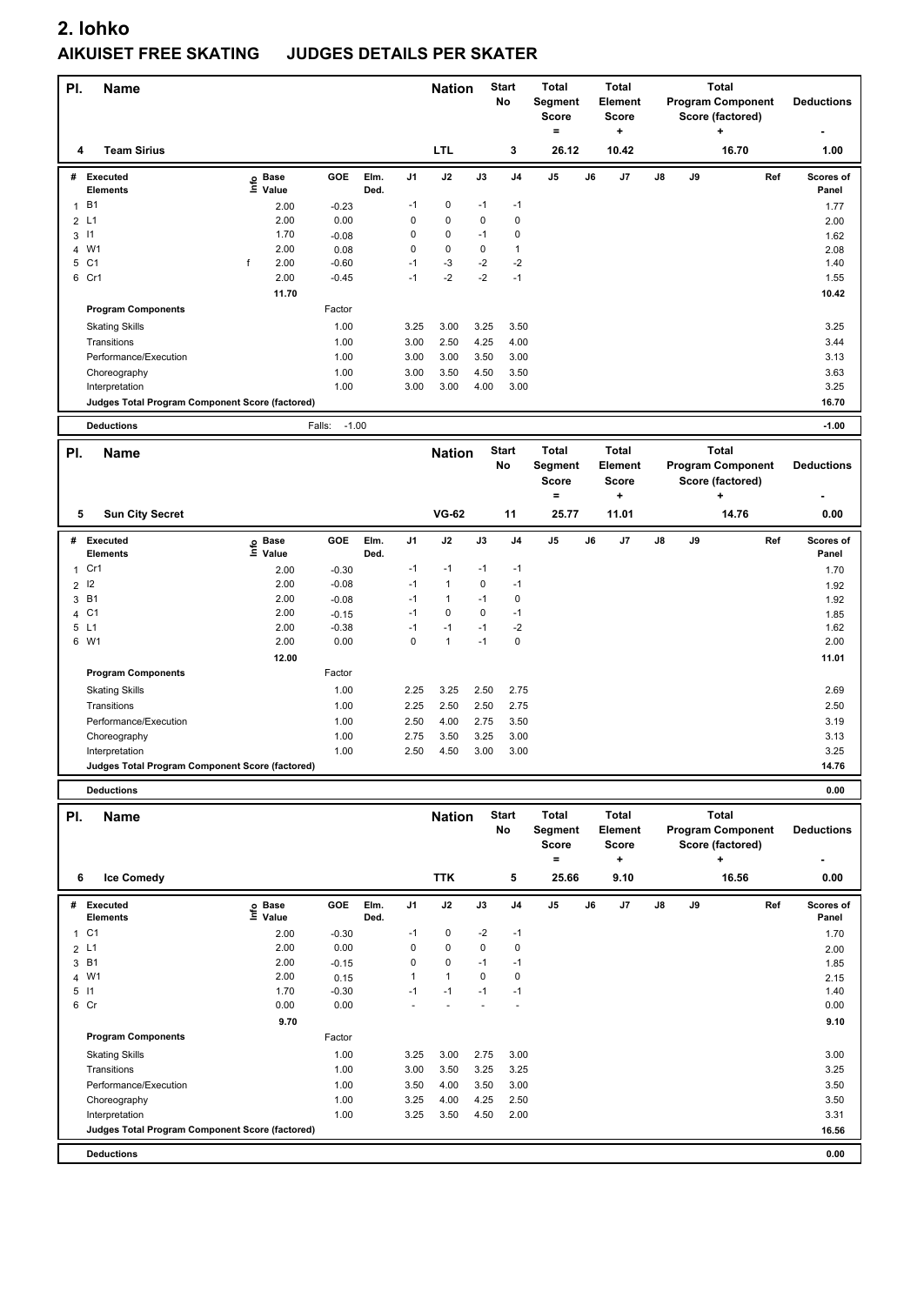# 2. lohko

## AIKUISET FREE SKATING JUDGES DETAILS PER SKATER

| Pl. | Name | Nation | Start No | Total Segment Score = | Total Element Score + | Total Program Component Score (factored) + | Deductions - |
|---|---|---|---|---|---|---|---|
| 4 | Team Sirius | LTL | 3 | 26.12 | 10.42 | 16.70 | 1.00 |

| # | Executed Elements | Info | Base Value | GOE | Elm. Ded. | J1 | J2 | J3 | J4 | J5 | J6 | J7 | J8 | J9 | Ref | Scores of Panel |
|---|---|---|---|---|---|---|---|---|---|---|---|---|---|---|---|---|
| 1 | B1 | | 2.00 | -0.23 | | -1 | 0 | -1 | -1 | | | | | | | 1.77 |
| 2 | L1 | | 2.00 | 0.00 | | 0 | 0 | 0 | 0 | | | | | | | 2.00 |
| 3 | I1 | | 1.70 | -0.08 | | 0 | 0 | -1 | 0 | | | | | | | 1.62 |
| 4 | W1 | | 2.00 | 0.08 | | 0 | 0 | 0 | 1 | | | | | | | 2.08 |
| 5 | C1 | f | 2.00 | -0.60 | | -1 | -3 | -2 | -2 | | | | | | | 1.40 |
| 6 | Cr1 | | 2.00 | -0.45 | | -1 | -2 | -2 | -1 | | | | | | | 1.55 |
| | | | 11.70 | | | | | | | | | | | | | 10.42 |

| Program Components | Factor | J1 | J2 | J3 | J4 | J5 | J6 | J7 | J8 | J9 | Ref | Scores of Panel |
|---|---|---|---|---|---|---|---|---|---|---|---|---|
| Skating Skills | 1.00 | 3.25 | 3.00 | 3.25 | 3.50 | | | | | | | 3.25 |
| Transitions | 1.00 | 3.00 | 2.50 | 4.25 | 4.00 | | | | | | | 3.44 |
| Performance/Execution | 1.00 | 3.00 | 3.00 | 3.50 | 3.00 | | | | | | | 3.13 |
| Choreography | 1.00 | 3.00 | 3.50 | 4.50 | 3.50 | | | | | | | 3.63 |
| Interpretation | 1.00 | 3.00 | 3.00 | 4.00 | 3.00 | | | | | | | 3.25 |
| Judges Total Program Component Score (factored) | | | | | | | | | | | | 16.70 |

| Deductions | Falls: -1.00 | -1.00 |
|---|---|---|

| Pl. | Name | Nation | Start No | Total Segment Score = | Total Element Score + | Total Program Component Score (factored) + | Deductions - |
|---|---|---|---|---|---|---|---|
| 5 | Sun City Secret | VG-62 | 11 | 25.77 | 11.01 | 14.76 | 0.00 |

| # | Executed Elements | Info | Base Value | GOE | Elm. Ded. | J1 | J2 | J3 | J4 | J5 | J6 | J7 | J8 | J9 | Ref | Scores of Panel |
|---|---|---|---|---|---|---|---|---|---|---|---|---|---|---|---|---|
| 1 | Cr1 | | 2.00 | -0.30 | | -1 | -1 | -1 | -1 | | | | | | | 1.70 |
| 2 | I2 | | 2.00 | -0.08 | | -1 | 1 | 0 | -1 | | | | | | | 1.92 |
| 3 | B1 | | 2.00 | -0.08 | | -1 | 1 | -1 | 0 | | | | | | | 1.92 |
| 4 | C1 | | 2.00 | -0.15 | | -1 | 0 | 0 | -1 | | | | | | | 1.85 |
| 5 | L1 | | 2.00 | -0.38 | | -1 | -1 | -1 | -2 | | | | | | | 1.62 |
| 6 | W1 | | 2.00 | 0.00 | | 0 | 1 | -1 | 0 | | | | | | | 2.00 |
| | | | 12.00 | | | | | | | | | | | | | 11.01 |

| Program Components | Factor | J1 | J2 | J3 | J4 | J5 | J6 | J7 | J8 | J9 | Ref | Scores of Panel |
|---|---|---|---|---|---|---|---|---|---|---|---|---|
| Skating Skills | 1.00 | 2.25 | 3.25 | 2.50 | 2.75 | | | | | | | 2.69 |
| Transitions | 1.00 | 2.25 | 2.50 | 2.50 | 2.75 | | | | | | | 2.50 |
| Performance/Execution | 1.00 | 2.50 | 4.00 | 2.75 | 3.50 | | | | | | | 3.19 |
| Choreography | 1.00 | 2.75 | 3.50 | 3.25 | 3.00 | | | | | | | 3.13 |
| Interpretation | 1.00 | 2.50 | 4.50 | 3.00 | 3.00 | | | | | | | 3.25 |
| Judges Total Program Component Score (factored) | | | | | | | | | | | | 14.76 |

| Deductions | | 0.00 |
|---|---|---|

| Pl. | Name | Nation | Start No | Total Segment Score = | Total Element Score + | Total Program Component Score (factored) + | Deductions - |
|---|---|---|---|---|---|---|---|
| 6 | Ice Comedy | TTK | 5 | 25.66 | 9.10 | 16.56 | 0.00 |

| # | Executed Elements | Info | Base Value | GOE | Elm. Ded. | J1 | J2 | J3 | J4 | J5 | J6 | J7 | J8 | J9 | Ref | Scores of Panel |
|---|---|---|---|---|---|---|---|---|---|---|---|---|---|---|---|---|
| 1 | C1 | | 2.00 | -0.30 | | -1 | 0 | -2 | -1 | | | | | | | 1.70 |
| 2 | L1 | | 2.00 | 0.00 | | 0 | 0 | 0 | 0 | | | | | | | 2.00 |
| 3 | B1 | | 2.00 | -0.15 | | 0 | 0 | -1 | -1 | | | | | | | 1.85 |
| 4 | W1 | | 2.00 | 0.15 | | 1 | 1 | 0 | 0 | | | | | | | 2.15 |
| 5 | I1 | | 1.70 | -0.30 | | -1 | -1 | -1 | -1 | | | | | | | 1.40 |
| 6 | Cr | | 0.00 | 0.00 | | - | - | - | - | | | | | | | 0.00 |
| | | | 9.70 | | | | | | | | | | | | | 9.10 |

| Program Components | Factor | J1 | J2 | J3 | J4 | J5 | J6 | J7 | J8 | J9 | Ref | Scores of Panel |
|---|---|---|---|---|---|---|---|---|---|---|---|---|
| Skating Skills | 1.00 | 3.25 | 3.00 | 2.75 | 3.00 | | | | | | | 3.00 |
| Transitions | 1.00 | 3.00 | 3.50 | 3.25 | 3.25 | | | | | | | 3.25 |
| Performance/Execution | 1.00 | 3.50 | 4.00 | 3.50 | 3.00 | | | | | | | 3.50 |
| Choreography | 1.00 | 3.25 | 4.00 | 4.25 | 2.50 | | | | | | | 3.50 |
| Interpretation | 1.00 | 3.25 | 3.50 | 4.50 | 2.00 | | | | | | | 3.31 |
| Judges Total Program Component Score (factored) | | | | | | | | | | | | 16.56 |

| Deductions | | 0.00 |
|---|---|---|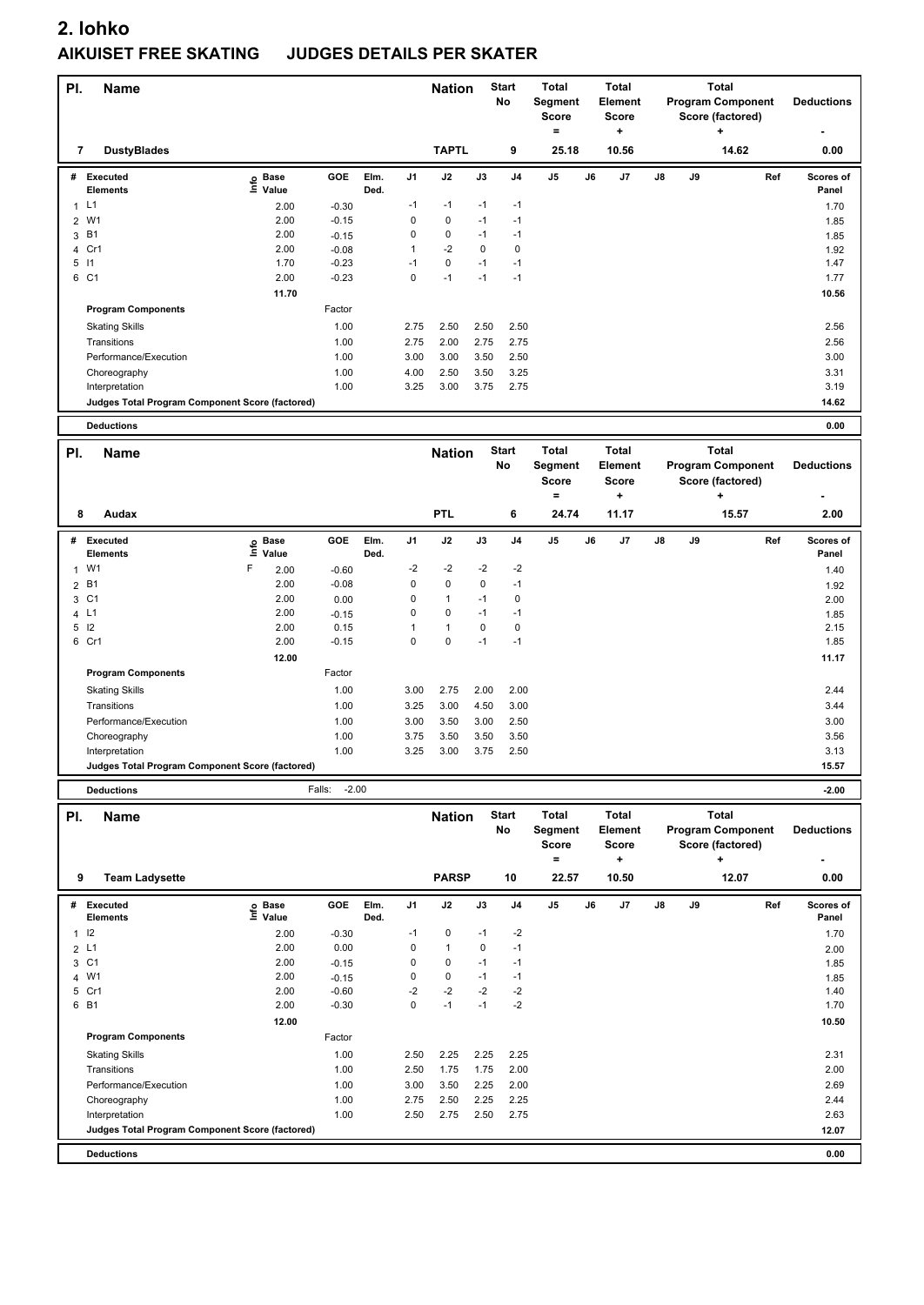# 2. lohko

## AIKUISET FREE SKATING JUDGES DETAILS PER SKATER

| Pl. | Name | Nation | Start No | Total Segment Score = | Total Element Score + | Total Program Component Score (factored) + | Deductions - |
|---|---|---|---|---|---|---|---|
| 7 | DustyBlades | TAPTL | 9 | 25.18 | 10.56 | 14.62 | 0.00 |

| # | Executed Elements | Info | Base Value | GOE | Elm. Ded. | J1 | J2 | J3 | J4 | J5 | J6 | J7 | J8 | J9 | Ref | Scores of Panel |
|---|---|---|---|---|---|---|---|---|---|---|---|---|---|---|---|---|
| 1 | L1 | | 2.00 | -0.30 | | -1 | -1 | -1 | -1 | | | | | | | 1.70 |
| 2 | W1 | | 2.00 | -0.15 | | 0 | 0 | -1 | -1 | | | | | | | 1.85 |
| 3 | B1 | | 2.00 | -0.15 | | 0 | 0 | -1 | -1 | | | | | | | 1.85 |
| 4 | Cr1 | | 2.00 | -0.08 | | 1 | -2 | 0 | 0 | | | | | | | 1.92 |
| 5 | I1 | | 1.70 | -0.23 | | -1 | 0 | -1 | -1 | | | | | | | 1.47 |
| 6 | C1 | | 2.00 | -0.23 | | 0 | -1 | -1 | -1 | | | | | | | 1.77 |
| | | | 11.70 | | | | | | | | | | | | | 10.56 |

| Program Components | Factor | J1 | J2 | J3 | J4 | J5 | J6 | J7 | J8 | J9 | Scores of Panel |
|---|---|---|---|---|---|---|---|---|---|---|---|
| Skating Skills | 1.00 | 2.75 | 2.50 | 2.50 | 2.50 | | | | | | 2.56 |
| Transitions | 1.00 | 2.75 | 2.00 | 2.75 | 2.75 | | | | | | 2.56 |
| Performance/Execution | 1.00 | 3.00 | 3.00 | 3.50 | 2.50 | | | | | | 3.00 |
| Choreography | 1.00 | 4.00 | 2.50 | 3.50 | 3.25 | | | | | | 3.31 |
| Interpretation | 1.00 | 3.25 | 3.00 | 3.75 | 2.75 | | | | | | 3.19 |
| Judges Total Program Component Score (factored) | | | | | | | | | | | 14.62 |

| Deductions | | 0.00 |
|---|---|---|

| Pl. | Name | Nation | Start No | Total Segment Score = | Total Element Score + | Total Program Component Score (factored) + | Deductions - |
|---|---|---|---|---|---|---|---|
| 8 | Audax | PTL | 6 | 24.74 | 11.17 | 15.57 | 2.00 |

| # | Executed Elements | Info | Base Value | GOE | Elm. Ded. | J1 | J2 | J3 | J4 | J5 | J6 | J7 | J8 | J9 | Ref | Scores of Panel |
|---|---|---|---|---|---|---|---|---|---|---|---|---|---|---|---|---|
| 1 | W1 | F | 2.00 | -0.60 | | -2 | -2 | -2 | -2 | | | | | | | 1.40 |
| 2 | B1 | | 2.00 | -0.08 | | 0 | 0 | 0 | -1 | | | | | | | 1.92 |
| 3 | C1 | | 2.00 | 0.00 | | 0 | 1 | -1 | 0 | | | | | | | 2.00 |
| 4 | L1 | | 2.00 | -0.15 | | 0 | 0 | -1 | -1 | | | | | | | 1.85 |
| 5 | I2 | | 2.00 | 0.15 | | 1 | 1 | 0 | 0 | | | | | | | 2.15 |
| 6 | Cr1 | | 2.00 | -0.15 | | 0 | 0 | -1 | -1 | | | | | | | 1.85 |
| | | | 12.00 | | | | | | | | | | | | | 11.17 |

| Program Components | Factor | J1 | J2 | J3 | J4 | J5 | J6 | J7 | J8 | J9 | Scores of Panel |
|---|---|---|---|---|---|---|---|---|---|---|---|
| Skating Skills | 1.00 | 3.00 | 2.75 | 2.00 | 2.00 | | | | | | 2.44 |
| Transitions | 1.00 | 3.25 | 3.00 | 4.50 | 3.00 | | | | | | 3.44 |
| Performance/Execution | 1.00 | 3.00 | 3.50 | 3.00 | 2.50 | | | | | | 3.00 |
| Choreography | 1.00 | 3.75 | 3.50 | 3.50 | 3.50 | | | | | | 3.56 |
| Interpretation | 1.00 | 3.25 | 3.00 | 3.75 | 2.50 | | | | | | 3.13 |
| Judges Total Program Component Score (factored) | | | | | | | | | | | 15.57 |

| Deductions | Falls: -2.00 | -2.00 |
|---|---|---|

| Pl. | Name | Nation | Start No | Total Segment Score = | Total Element Score + | Total Program Component Score (factored) + | Deductions - |
|---|---|---|---|---|---|---|---|
| 9 | Team Ladysette | PARSP | 10 | 22.57 | 10.50 | 12.07 | 0.00 |

| # | Executed Elements | Info | Base Value | GOE | Elm. Ded. | J1 | J2 | J3 | J4 | J5 | J6 | J7 | J8 | J9 | Ref | Scores of Panel |
|---|---|---|---|---|---|---|---|---|---|---|---|---|---|---|---|---|
| 1 | I2 | | 2.00 | -0.30 | | -1 | 0 | -1 | -2 | | | | | | | 1.70 |
| 2 | L1 | | 2.00 | 0.00 | | 0 | 1 | 0 | -1 | | | | | | | 2.00 |
| 3 | C1 | | 2.00 | -0.15 | | 0 | 0 | -1 | -1 | | | | | | | 1.85 |
| 4 | W1 | | 2.00 | -0.15 | | 0 | 0 | -1 | -1 | | | | | | | 1.85 |
| 5 | Cr1 | | 2.00 | -0.60 | | -2 | -2 | -2 | -2 | | | | | | | 1.40 |
| 6 | B1 | | 2.00 | -0.30 | | 0 | -1 | -1 | -2 | | | | | | | 1.70 |
| | | | 12.00 | | | | | | | | | | | | | 10.50 |

| Program Components | Factor | J1 | J2 | J3 | J4 | J5 | J6 | J7 | J8 | J9 | Scores of Panel |
|---|---|---|---|---|---|---|---|---|---|---|---|
| Skating Skills | 1.00 | 2.50 | 2.25 | 2.25 | 2.25 | | | | | | 2.31 |
| Transitions | 1.00 | 2.50 | 1.75 | 1.75 | 2.00 | | | | | | 2.00 |
| Performance/Execution | 1.00 | 3.00 | 3.50 | 2.25 | 2.00 | | | | | | 2.69 |
| Choreography | 1.00 | 2.75 | 2.50 | 2.25 | 2.25 | | | | | | 2.44 |
| Interpretation | 1.00 | 2.50 | 2.75 | 2.50 | 2.75 | | | | | | 2.63 |
| Judges Total Program Component Score (factored) | | | | | | | | | | | 12.07 |

| Deductions | | 0.00 |
|---|---|---|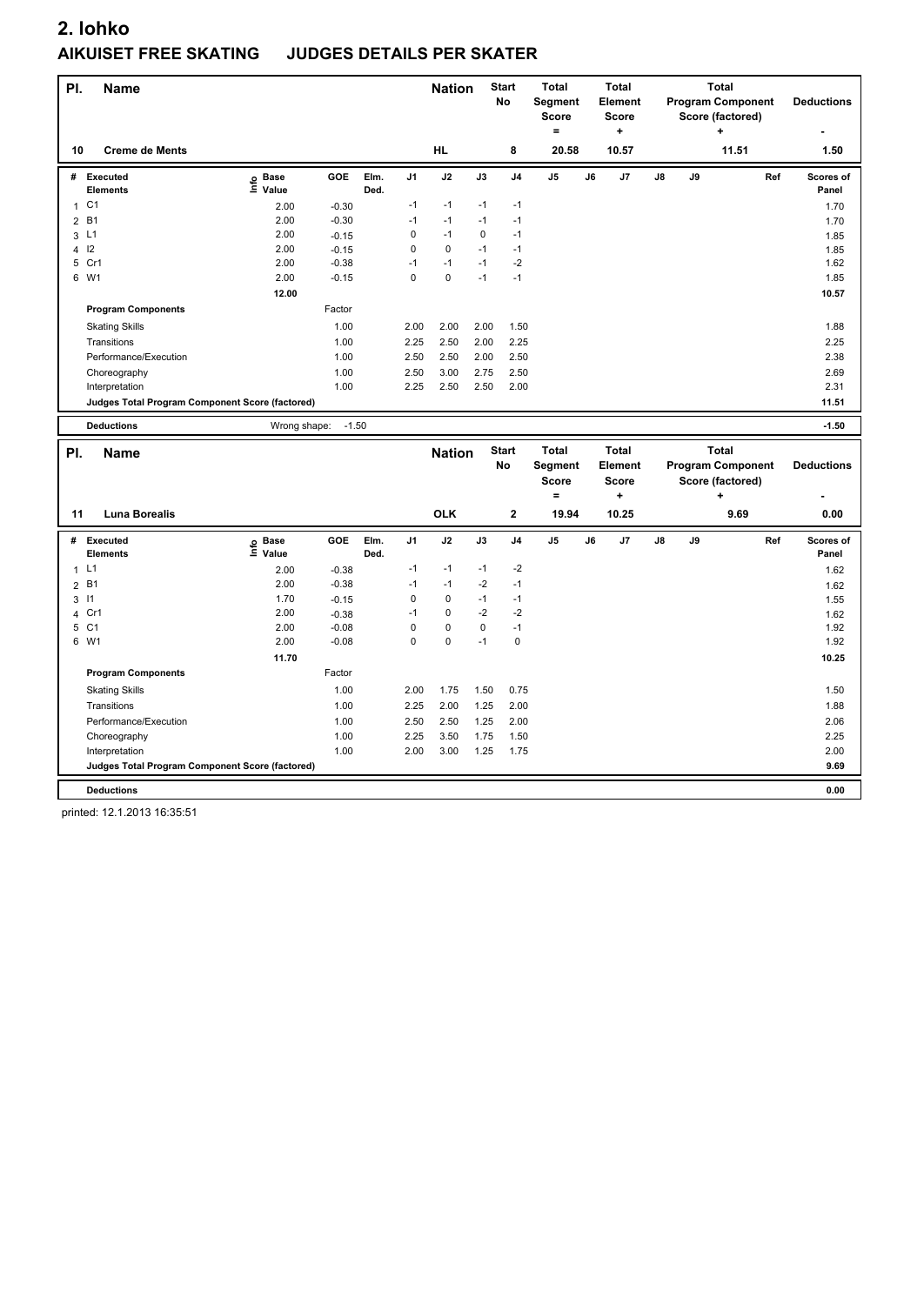# 2. lohko

## AIKUISET FREE SKATING JUDGES DETAILS PER SKATER

| Pl. | Name | Nation | Start No | Total Segment Score = | Total Element Score + | Total Program Component Score (factored) + | Deductions - |
|---|---|---|---|---|---|---|---|
| 10 | Creme de Ments | HL | 8 | 20.58 | 10.57 | 11.51 | 1.50 |

| # | Executed Elements | Info | Base Value | GOE | Elm. Ded. | J1 | J2 | J3 | J4 | J5 | J6 | J7 | J8 | J9 | Ref | Scores of Panel |
|---|---|---|---|---|---|---|---|---|---|---|---|---|---|---|---|---|
| 1 | C1 | | 2.00 | -0.30 | | -1 | -1 | -1 | -1 | | | | | | | 1.70 |
| 2 | B1 | | 2.00 | -0.30 | | -1 | -1 | -1 | -1 | | | | | | | 1.70 |
| 3 | L1 | | 2.00 | -0.15 | | 0 | -1 | 0 | -1 | | | | | | | 1.85 |
| 4 | I2 | | 2.00 | -0.15 | | 0 | 0 | -1 | -1 | | | | | | | 1.85 |
| 5 | Cr1 | | 2.00 | -0.38 | | -1 | -1 | -1 | -2 | | | | | | | 1.62 |
| 6 | W1 | | 2.00 | -0.15 | | 0 | 0 | -1 | -1 | | | | | | | 1.85 |
| | | | 12.00 | | | | | | | | | | | | | 10.57 |
| | **Program Components** | | | Factor | | | | | | | | | | | | |
| | Skating Skills | | | 1.00 | | 2.00 | 2.00 | 2.00 | 1.50 | | | | | | | 1.88 |
| | Transitions | | | 1.00 | | 2.25 | 2.50 | 2.00 | 2.25 | | | | | | | 2.25 |
| | Performance/Execution | | | 1.00 | | 2.50 | 2.50 | 2.00 | 2.50 | | | | | | | 2.38 |
| | Choreography | | | 1.00 | | 2.50 | 3.00 | 2.75 | 2.50 | | | | | | | 2.69 |
| | Interpretation | | | 1.00 | | 2.25 | 2.50 | 2.50 | 2.00 | | | | | | | 2.31 |
| | **Judges Total Program Component Score (factored)** | | | | | | | | | | | | | | | 11.51 |
| | **Deductions** | | Wrong shape: | -1.50 | | | | | | | | | | | | -1.50 |

| Pl. | Name | Nation | Start No | Total Segment Score = | Total Element Score + | Total Program Component Score (factored) + | Deductions - |
|---|---|---|---|---|---|---|---|
| 11 | Luna Borealis | OLK | 2 | 19.94 | 10.25 | 9.69 | 0.00 |

| # | Executed Elements | Info | Base Value | GOE | Elm. Ded. | J1 | J2 | J3 | J4 | J5 | J6 | J7 | J8 | J9 | Ref | Scores of Panel |
|---|---|---|---|---|---|---|---|---|---|---|---|---|---|---|---|---|
| 1 | L1 | | 2.00 | -0.38 | | -1 | -1 | -1 | -2 | | | | | | | 1.62 |
| 2 | B1 | | 2.00 | -0.38 | | -1 | -1 | -2 | -1 | | | | | | | 1.62 |
| 3 | I1 | | 1.70 | -0.15 | | 0 | 0 | -1 | -1 | | | | | | | 1.55 |
| 4 | Cr1 | | 2.00 | -0.38 | | -1 | 0 | -2 | -2 | | | | | | | 1.62 |
| 5 | C1 | | 2.00 | -0.08 | | 0 | 0 | 0 | -1 | | | | | | | 1.92 |
| 6 | W1 | | 2.00 | -0.08 | | 0 | 0 | -1 | 0 | | | | | | | 1.92 |
| | | | 11.70 | | | | | | | | | | | | | 10.25 |
| | **Program Components** | | | Factor | | | | | | | | | | | | |
| | Skating Skills | | | 1.00 | | 2.00 | 1.75 | 1.50 | 0.75 | | | | | | | 1.50 |
| | Transitions | | | 1.00 | | 2.25 | 2.00 | 1.25 | 2.00 | | | | | | | 1.88 |
| | Performance/Execution | | | 1.00 | | 2.50 | 2.50 | 1.25 | 2.00 | | | | | | | 2.06 |
| | Choreography | | | 1.00 | | 2.25 | 3.50 | 1.75 | 1.50 | | | | | | | 2.25 |
| | Interpretation | | | 1.00 | | 2.00 | 3.00 | 1.25 | 1.75 | | | | | | | 2.00 |
| | **Judges Total Program Component Score (factored)** | | | | | | | | | | | | | | | 9.69 |
| | **Deductions** | | | | | | | | | | | | | | | 0.00 |

printed: 12.1.2013 16:35:51